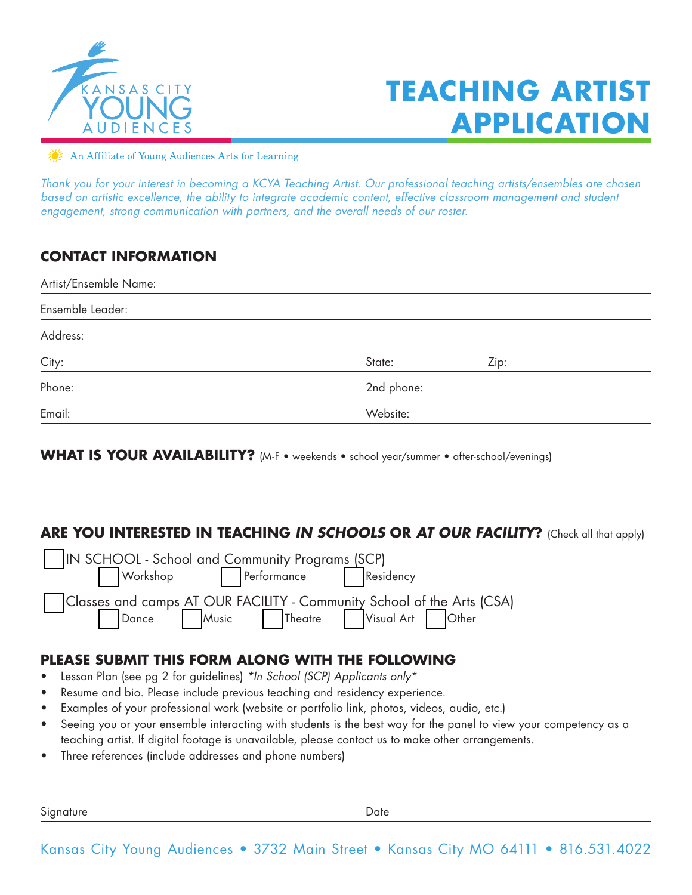KANSAS CITY YOUNG AUDIENCES

# TEACHING ARTIST APPLICATION

An Affiliate of Young Audiences Arts for Learning

*Thank you for your interest in becoming a KCYA Teaching Artist. Our professional teaching artists/ensembles are chosen based on artistic excellence, the ability to integrate academic content, effective classroom management and student engagement, strong communication with partners, and the overall needs of our roster.*

## CONTACT INFORMATION

Artist/Ensemble Name:

Ensemble Leader:

Address:

City: State: Zip:

Phone: 2nd phone:

Email: Website:

## WHAT IS YOUR AVAILABILITY? (M-F • weekends • school year/summer • after-school/evenings)

## ARE YOU INTERESTED IN TEACHING *IN SCHOOLS* OR *AT OUR FACILITY*? (Check all that apply)

☐ IN SCHOOL - School and Community Programs (SCP)
  ☐ Workshop ☐ Performance ☐ Residency

☐ Classes and camps AT OUR FACILITY - Community School of the Arts (CSA)
  ☐ Dance ☐ Music ☐ Theatre ☐ Visual Art ☐ Other

## PLEASE SUBMIT THIS FORM ALONG WITH THE FOLLOWING

- Lesson Plan (see pg 2 for guidelines) *\*In School (SCP) Applicants only\**
- Resume and bio. Please include previous teaching and residency experience.
- Examples of your professional work (website or portfolio link, photos, videos, audio, etc.)
- Seeing you or your ensemble interacting with students is the best way for the panel to view your competency as a teaching artist. If digital footage is unavailable, please contact us to make other arrangements.
- Three references (include addresses and phone numbers)

Signature Date

Kansas City Young Audiences • 3732 Main Street • Kansas City MO 64111 • 816.531.4022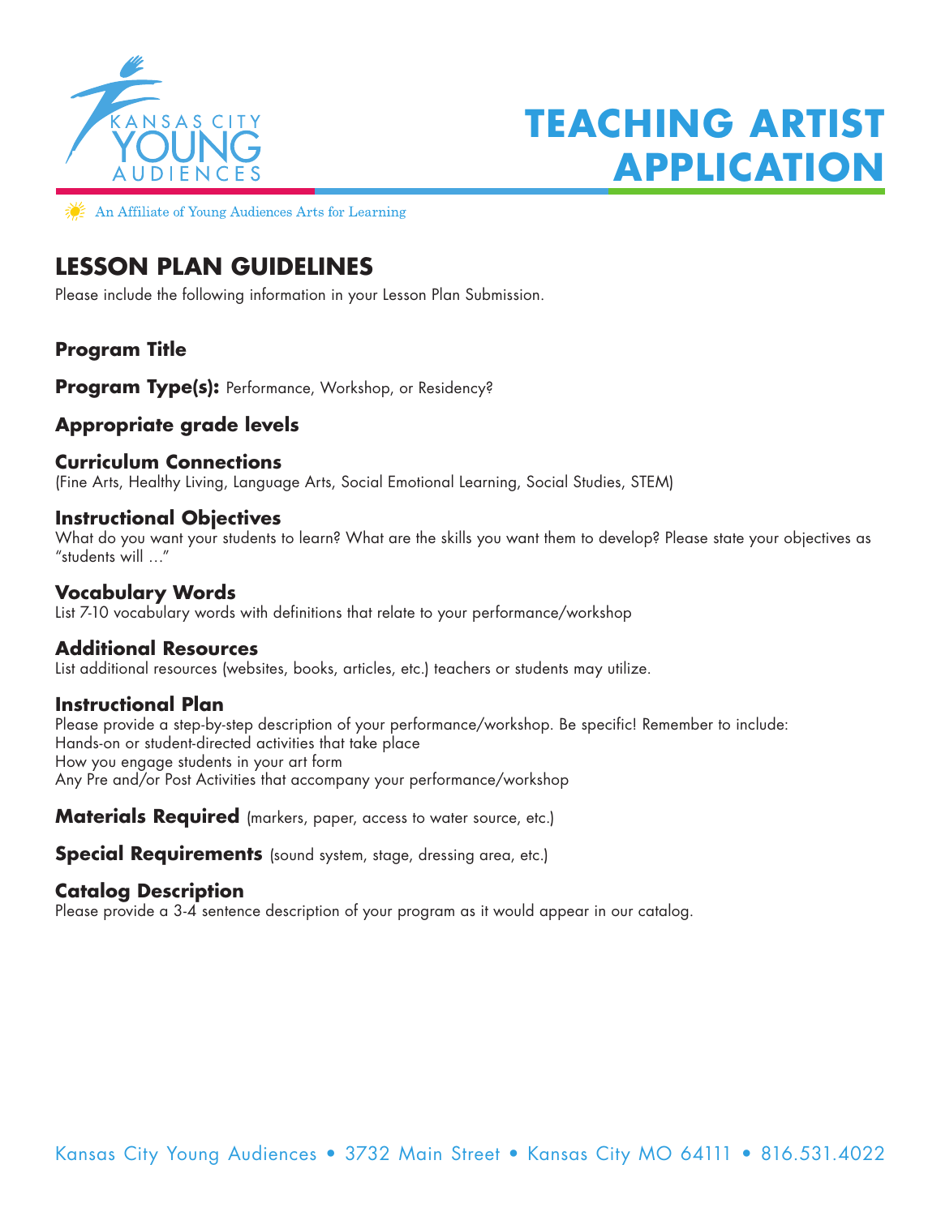# TEACHING ARTIST APPLICATION

An Affiliate of Young Audiences Arts for Learning

## LESSON PLAN GUIDELINES

Please include the following information in your Lesson Plan Submission.

### Program Title

**Program Type(s):** Performance, Workshop, or Residency?

### Appropriate grade levels

### Curriculum Connections

(Fine Arts, Healthy Living, Language Arts, Social Emotional Learning, Social Studies, STEM)

### Instructional Objectives

What do you want your students to learn? What are the skills you want them to develop? Please state your objectives as "students will …"

### Vocabulary Words

List 7-10 vocabulary words with definitions that relate to your performance/workshop

### Additional Resources

List additional resources (websites, books, articles, etc.) teachers or students may utilize.

### Instructional Plan

Please provide a step-by-step description of your performance/workshop. Be specific! Remember to include:
Hands-on or student-directed activities that take place
How you engage students in your art form
Any Pre and/or Post Activities that accompany your performance/workshop

**Materials Required** (markers, paper, access to water source, etc.)

**Special Requirements** (sound system, stage, dressing area, etc.)

### Catalog Description

Please provide a 3-4 sentence description of your program as it would appear in our catalog.

Kansas City Young Audiences • 3732 Main Street • Kansas City MO 64111 • 816.531.4022